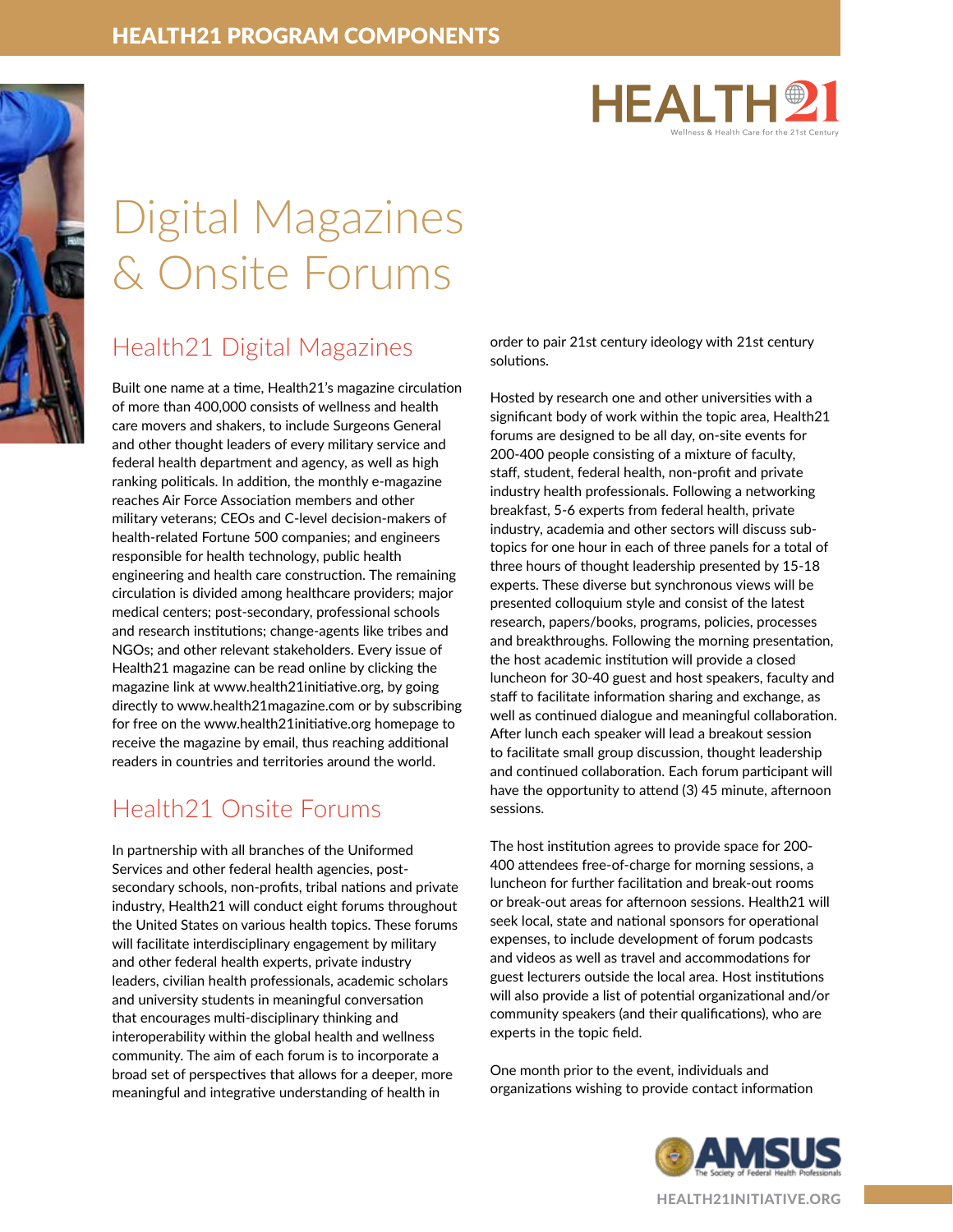HEALTH21 PROGRAM COMPONENTS

HEALTH21
Wellness & Health Care for the 21st Century

# Digital Magazines & Onsite Forums

## Health21 Digital Magazines

Built one name at a time, Health21's magazine circulation of more than 400,000 consists of wellness and health care movers and shakers, to include Surgeons General and other thought leaders of every military service and federal health department and agency, as well as high ranking politicals. In addition, the monthly e-magazine reaches Air Force Association members and other military veterans; CEOs and C-level decision-makers of health-related Fortune 500 companies; and engineers responsible for health technology, public health engineering and health care construction. The remaining circulation is divided among healthcare providers; major medical centers; post-secondary, professional schools and research institutions; change-agents like tribes and NGOs; and other relevant stakeholders. Every issue of Health21 magazine can be read online by clicking the magazine link at www.health21initiative.org, by going directly to www.health21magazine.com or by subscribing for free on the www.health21initiative.org homepage to receive the magazine by email, thus reaching additional readers in countries and territories around the world.

## Health21 Onsite Forums

In partnership with all branches of the Uniformed Services and other federal health agencies, post-secondary schools, non-profits, tribal nations and private industry, Health21 will conduct eight forums throughout the United States on various health topics. These forums will facilitate interdisciplinary engagement by military and other federal health experts, private industry leaders, civilian health professionals, academic scholars and university students in meaningful conversation that encourages multi-disciplinary thinking and interoperability within the global health and wellness community. The aim of each forum is to incorporate a broad set of perspectives that allows for a deeper, more meaningful and integrative understanding of health in order to pair 21st century ideology with 21st century solutions.

Hosted by research one and other universities with a significant body of work within the topic area, Health21 forums are designed to be all day, on-site events for 200-400 people consisting of a mixture of faculty, staff, student, federal health, non-profit and private industry health professionals. Following a networking breakfast, 5-6 experts from federal health, private industry, academia and other sectors will discuss sub-topics for one hour in each of three panels for a total of three hours of thought leadership presented by 15-18 experts. These diverse but synchronous views will be presented colloquium style and consist of the latest research, papers/books, programs, policies, processes and breakthroughs. Following the morning presentation, the host academic institution will provide a closed luncheon for 30-40 guest and host speakers, faculty and staff to facilitate information sharing and exchange, as well as continued dialogue and meaningful collaboration. After lunch each speaker will lead a breakout session to facilitate small group discussion, thought leadership and continued collaboration. Each forum participant will have the opportunity to attend (3) 45 minute, afternoon sessions.

The host institution agrees to provide space for 200-400 attendees free-of-charge for morning sessions, a luncheon for further facilitation and break-out rooms or break-out areas for afternoon sessions. Health21 will seek local, state and national sponsors for operational expenses, to include development of forum podcasts and videos as well as travel and accommodations for guest lecturers outside the local area. Host institutions will also provide a list of potential organizational and/or community speakers (and their qualifications), who are experts in the topic field.

One month prior to the event, individuals and organizations wishing to provide contact information

AMSUS
The Society of Federal Health Professionals

HEALTH21INITIATIVE.ORG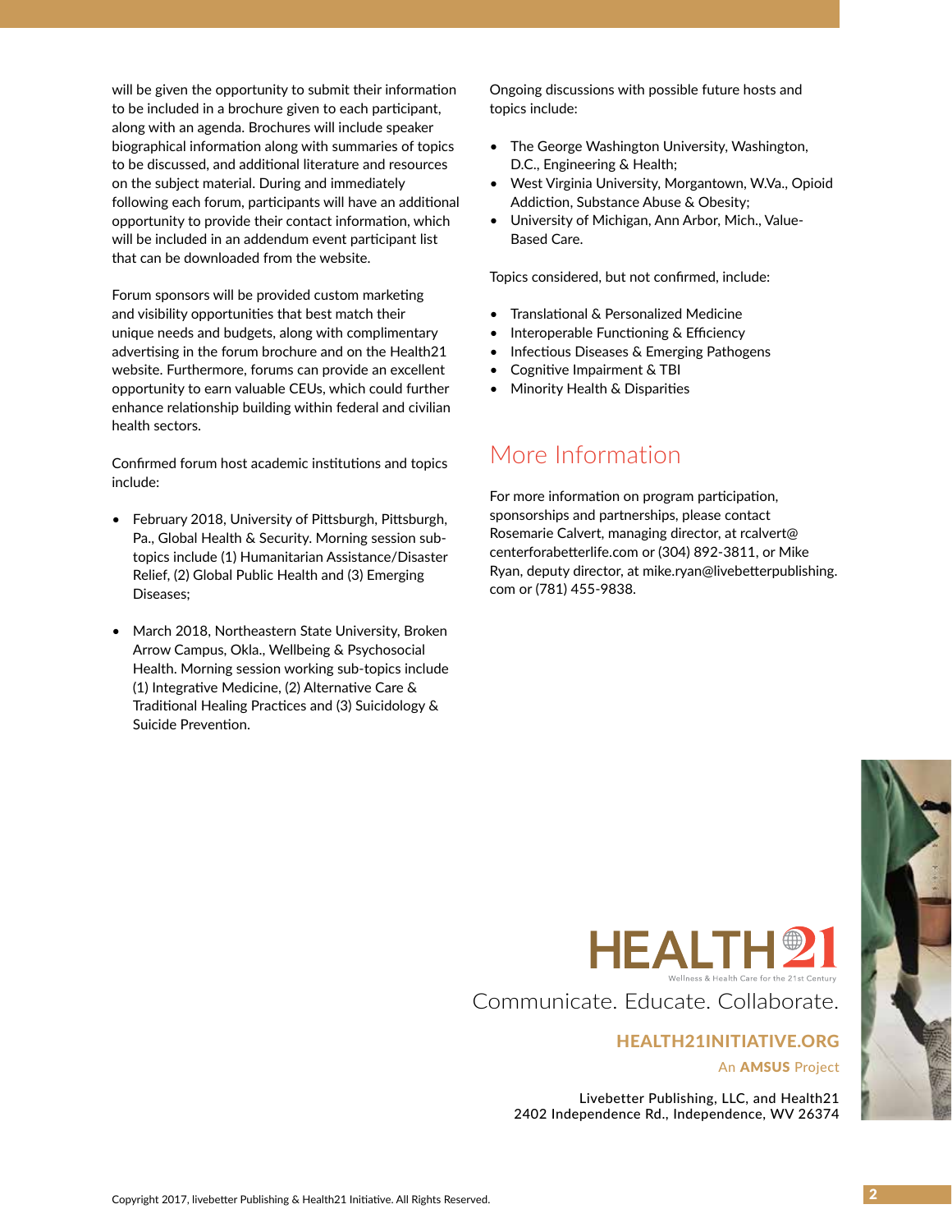will be given the opportunity to submit their information to be included in a brochure given to each participant, along with an agenda. Brochures will include speaker biographical information along with summaries of topics to be discussed, and additional literature and resources on the subject material. During and immediately following each forum, participants will have an additional opportunity to provide their contact information, which will be included in an addendum event participant list that can be downloaded from the website.

Forum sponsors will be provided custom marketing and visibility opportunities that best match their unique needs and budgets, along with complimentary advertising in the forum brochure and on the Health21 website. Furthermore, forums can provide an excellent opportunity to earn valuable CEUs, which could further enhance relationship building within federal and civilian health sectors.

Confirmed forum host academic institutions and topics include:

- February 2018, University of Pittsburgh, Pittsburgh, Pa., Global Health & Security. Morning session sub-topics include (1) Humanitarian Assistance/Disaster Relief, (2) Global Public Health and (3) Emerging Diseases;

- March 2018, Northeastern State University, Broken Arrow Campus, Okla., Wellbeing & Psychosocial Health. Morning session working sub-topics include (1) Integrative Medicine, (2) Alternative Care & Traditional Healing Practices and (3) Suicidology & Suicide Prevention.

Ongoing discussions with possible future hosts and topics include:

- The George Washington University, Washington, D.C., Engineering & Health;
- West Virginia University, Morgantown, W.Va., Opioid Addiction, Substance Abuse & Obesity;
- University of Michigan, Ann Arbor, Mich., Value-Based Care.

Topics considered, but not confirmed, include:

- Translational & Personalized Medicine
- Interoperable Functioning & Efficiency
- Infectious Diseases & Emerging Pathogens
- Cognitive Impairment & TBI
- Minority Health & Disparities

## More Information

For more information on program participation, sponsorships and partnerships, please contact Rosemarie Calvert, managing director, at rcalvert@centerforabetterlife.com or (304) 892-3811, or Mike Ryan, deputy director, at mike.ryan@livebetterpublishing.com or (781) 455-9838.

HEALTH21

Wellness & Health Care for the 21st Century

Communicate. Educate. Collaborate.

**HEALTH21INITIATIVE.ORG**

An **AMSUS** Project

Livebetter Publishing, LLC, and Health21
2402 Independence Rd., Independence, WV 26374

Copyright 2017, livebetter Publishing & Health21 Initiative. All Rights Reserved.